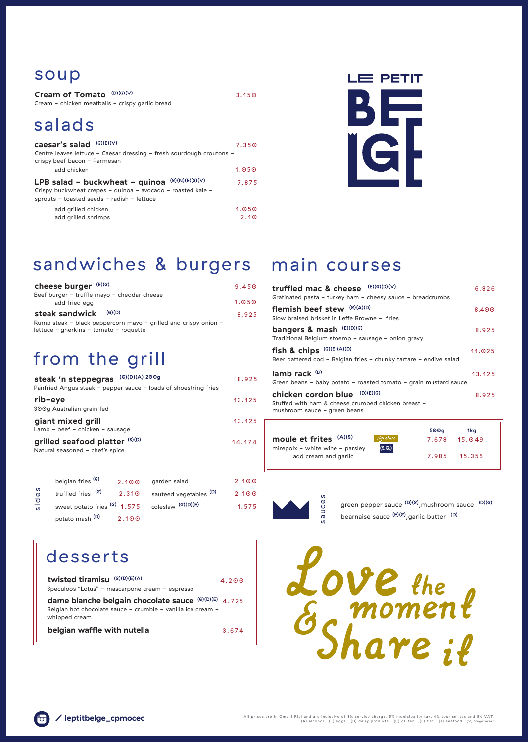LE PETIT BELGE

## soup

**Cream of Tomato** (D)(G)(V) — 3.150
Cream – chicken meatballs – crispy garlic bread

## salads

**caesar's salad** (G)(E)(V) — 7.350
Centre leaves lettuce – Caesar dressing – fresh sourdough croutons – crispy beef bacon – Parmesan
add chicken — 1.050

**LPB salad – buckwheat – quinoa** (G)(N)(E)(S)(V) — 7.875
Crispy buckwheat crepes – quinoa – avocado – roasted kale – sprouts – toasted seeds – radish – lettuce
add grilled chicken — 1.050
add grilled shrimps — 2.10

## sandwiches & burgers

**cheese burger** (E)(G) — 9.450
Beef burger – truffle mayo – cheddar cheese
add fried egg — 1.050

**steak sandwick** (G)(D) — 8.925
Rump steak – black peppercorn mayo – grilled and crispy onion – lettuce – gherkins – tomato – roquette

## from the grill

**steak 'n steppegras** (G)(D)(A) 200g — 8.925
Panfried Angus steak – pepper sauce – loads of shoestring fries

**rib-eye** — 13.125
300g Australian grain fed

**giant mixed grill** — 13.125
Lamb – beef – chicken – sausage

**grilled seafood platter** (S)(D) — 14.174
Natural seasoned – chef's spice

## sides

| | | | |
|---|---|---|---|
| belgian fries (G) | 2.100 | garden salad | 2.100 |
| truffled fries (G) | 2.310 | sauteed vegetables (D) | 2.100 |
| sweet potato fries (G) | 1.575 | coleslaw (G)(D)(E) | 1.575 |
| potato mash (D) | 2.100 | | |

## main courses

**truffled mac & cheese** (E)(G)(D)(V) — 6.826
Gratinated pasta – turkey ham – cheesy sauce – breadcrumbs

**flemish beef stew** (G)(A)(D) — 8.400
Slow braised brisket in Leffe Browne – fries

**bangers & mash** (E)(D)(G) — 8.925
Traditional Belgium stoemp – sausage – onion gravy

**fish & chips** (G)(E)(A)(D) — 11.025
Beer battered cod – Belgian fries – chunky tartare – endive salad

**lamb rack** (D) — 13.125
Green beans – baby potato – roasted tomato – grain mustard sauce

**chicken cordon blue** (D)(E)(G) — 8.925
Stuffed with ham & cheese crumbed chicken breast – mushroom sauce – green beans

| | | 500g | 1kg |
|---|---|---|---|
| **moule et frites** (A)(S) | signature (S.Q) | 7.678 | 15.049 |
| mirepoix – white wine – parsley | | | |
| add cream and garlic | | 7.985 | 15.356 |

## sauces

green pepper sauce (D)(G), mushroom sauce (D)(G)
bearnaise sauce (E)(G), garlic butter (D)

## desserts

**twisted tiramisu** (G)(D)(E)(A) — 4.200
Speculoos "Lotus" – mascarpone cream – espresso

**dame blanche belgain chocolate sauce** (G)(D)(E) — 4.725
Belgian hot chocolate sauce – crumble – vanilla ice cream – whipped cream

**belgian waffle with nutella** — 3.674

Love the moment & Share it

/ leptitbelge_cpmocec

All prices are in Omani Rial and are inclusive of 8% service charge, 5% municipality tax, 4% tourism tax and 5% VAT.
(A) alcohol (E) eggs (D) dairy products (G) gluten (F) fish (s) seafood (V) Vegetarian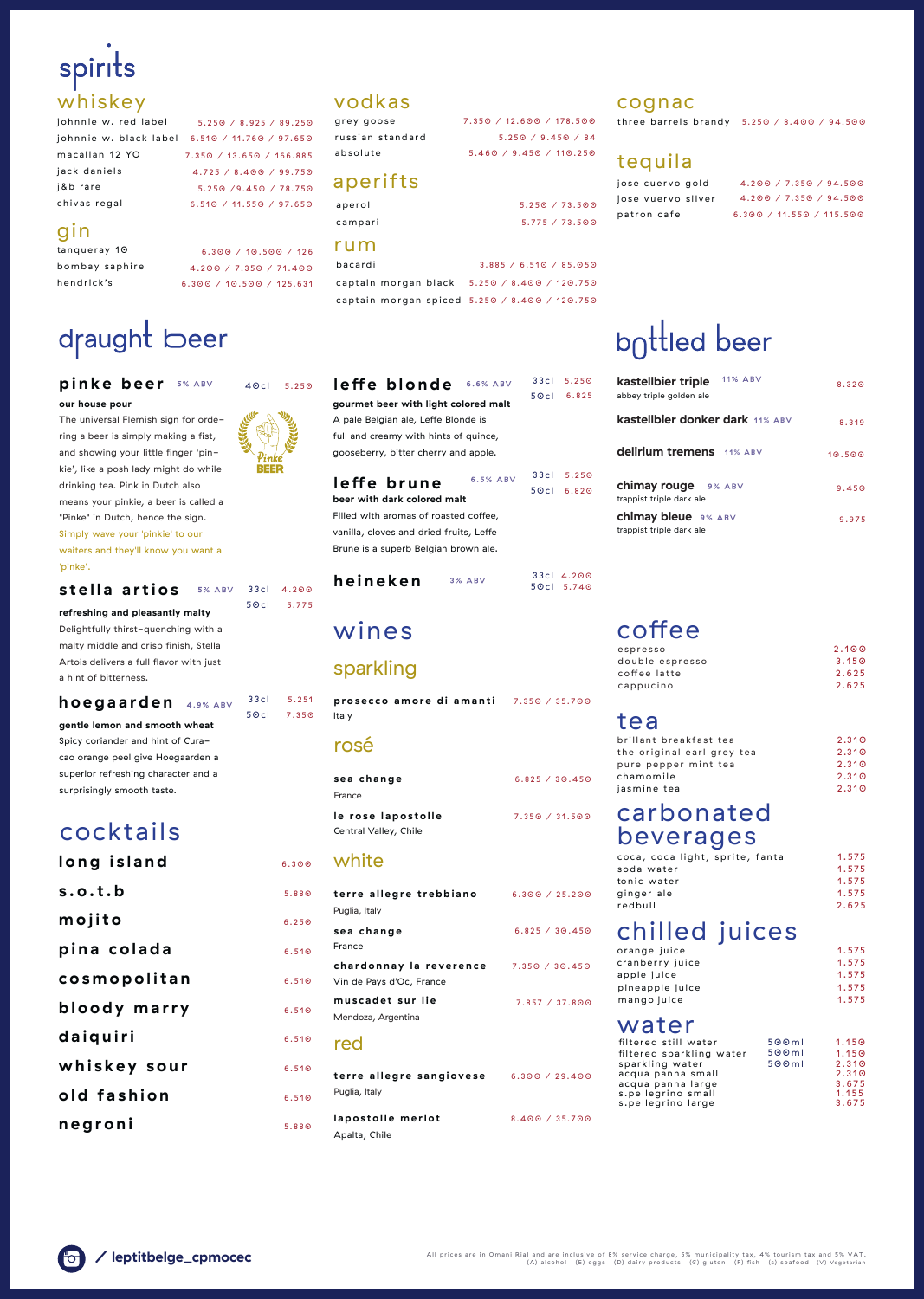# spirits

## whiskey

| | |
|---|---|
| johnnie w. red label | 5.250 / 8.925 / 89.250 |
| johnnie w. black label | 6.510 / 11.760 / 97.650 |
| macallan 12 YO | 7.350 / 13.650 / 166.885 |
| jack daniels | 4.725 / 8.400 / 99.750 |
| j&b rare | 5.250 /9.450 / 78.750 |
| chivas regal | 6.510 / 11.550 / 97.650 |

## gin

| | |
|---|---|
| tanqueray 10 | 6.300 / 10.500 / 126 |
| bombay saphire | 4.200 / 7.350 / 71.400 |
| hendrick's | 6.300 / 10.500 / 125.631 |

## vodkas

| | |
|---|---|
| grey goose | 7.350 / 12.600 / 178.500 |
| russian standard | 5.250 / 9.450 / 84 |
| absolute | 5.460 / 9.450 / 110.250 |

## aperifts

| | |
|---|---|
| aperol | 5.250 / 73.500 |
| campari | 5.775 / 73.500 |

## rum

| | |
|---|---|
| bacardi | 3.885 / 6.510 / 85.050 |
| captain morgan black | 5.250 / 8.400 / 120.750 |
| captain morgan spiced | 5.250 / 8.400 / 120.750 |

## cognac

| | |
|---|---|
| three barrels brandy | 5.250 / 8.400 / 94.500 |

## tequila

| | |
|---|---|
| jose cuervo gold | 4.200 / 7.350 / 94.500 |
| jose vuervo silver | 4.200 / 7.350 / 94.500 |
| patron cafe | 6.300 / 11.550 / 115.500 |

# draught beer

### pinke beer 5% ABV — 40cl 5.250

**our house pour**

The universal Flemish sign for ordering a beer is simply making a fist, and showing your little finger 'pinkie', like a posh lady might do while drinking tea. Pink in Dutch also means your pinkie, a beer is called a "Pinke" in Dutch, hence the sign.

Simply wave your 'pinkie' to our waiters and they'll know you want a 'pinke'.

### stella artios 5% ABV — 33cl 4.200 / 50cl 5.775

**refreshing and pleasantly malty**

Delightfully thirst-quenching with a malty middle and crisp finish, Stella Artois delivers a full flavor with just a hint of bitterness.

### hoegaarden 4.9% ABV — 33cl 5.251 / 50cl 7.350

**gentle lemon and smooth wheat**

Spicy coriander and hint of Curacao orange peel give Hoegaarden a superior refreshing character and a surprisingly smooth taste.

### leffe blonde 6.6% ABV — 33cl 5.250 / 50cl 6.825

**gourmet beer with light colored malt**

A pale Belgian ale, Leffe Blonde is full and creamy with hints of quince, gooseberry, bitter cherry and apple.

### leffe brune 6.5% ABV — 33cl 5.250 / 50cl 6.820

**beer with dark colored malt**

Filled with aromas of roasted coffee, vanilla, cloves and dried fruits, Leffe Brune is a superb Belgian brown ale.

### heineken 3% ABV — 33cl 4.200 / 50cl 5.740

# bottled beer

| | | |
|---|---|---|
| **kastellbier triple** (abbey triple golden ale) | 11% ABV | 8.320 |
| **kastellbier donker dark** | 11% ABV | 8.319 |
| **delirium tremens** | 11% ABV | 10.500 |
| **chimay rouge** (trappist triple dark ale) | 9% ABV | 9.450 |
| **chimay bleue** (trappist triple dark ale) | 9% ABV | 9.975 |

# cocktails

| | |
|---|---|
| long island | 6.300 |
| s.o.t.b | 5.880 |
| mojito | 6.250 |
| pina colada | 6.510 |
| cosmopolitan | 6.510 |
| bloody marry | 6.510 |
| daiquiri | 6.510 |
| whiskey sour | 6.510 |
| old fashion | 6.510 |
| negroni | 5.880 |

# wines

## sparkling

| | |
|---|---|
| **prosecco amore di amanti** (Italy) | 7.350 / 35.700 |

## rosé

| | |
|---|---|
| **sea change** (France) | 6.825 / 30.450 |
| **le rose lapostolle** (Central Valley, Chile) | 7.350 / 31.500 |

## white

| | |
|---|---|
| **terre allegre trebbiano** (Puglia, Italy) | 6.300 / 25.200 |
| **sea change** (France) | 6.825 / 30.450 |
| **chardonnay la reverence** (Vin de Pays d'Oc, France) | 7.350 / 30.450 |
| **muscadet sur lie** (Mendoza, Argentina) | 7.857 / 37.800 |

## red

| | |
|---|---|
| **terre allegre sangiovese** (Puglia, Italy) | 6.300 / 29.400 |
| **lapostolle merlot** (Apalta, Chile) | 8.400 / 35.700 |

# coffee

| | |
|---|---|
| espresso | 2.100 |
| double espresso | 3.150 |
| coffee latte | 2.625 |
| cappucino | 2.625 |

# tea

| | |
|---|---|
| brillant breakfast tea | 2.310 |
| the original earl grey tea | 2.310 |
| pure pepper mint tea | 2.310 |
| chamomile | 2.310 |
| jasmine tea | 2.310 |

# carbonated beverages

| | |
|---|---|
| coca, coca light, sprite, fanta | 1.575 |
| soda water | 1.575 |
| tonic water | 1.575 |
| ginger ale | 1.575 |
| redbull | 2.625 |

# chilled juices

| | |
|---|---|
| orange juice | 1.575 |
| cranberry juice | 1.575 |
| apple juice | 1.575 |
| pineapple juice | 1.575 |
| mango juice | 1.575 |

# water

| | | |
|---|---|---|
| filtered still water | 500ml | 1.150 |
| filtered sparkling water | 500ml | 1.150 |
| sparkling water | 500ml | 2.310 |
| acqua panna small | | 2.310 |
| acqua panna large | | 3.675 |
| s.pellegrino small | | 1.155 |
| s.pellegrino large | | 3.675 |

/ leptitbelge_cpmocec

All prices are in Omani Rial and are inclusive of 8% service charge, 5% municipality tax, 4% tourism tax and 5% VAT.
(A) alcohol (E) eggs (D) dairy products (G) gluten (F) fish (s) seafood (V) Vegetarian